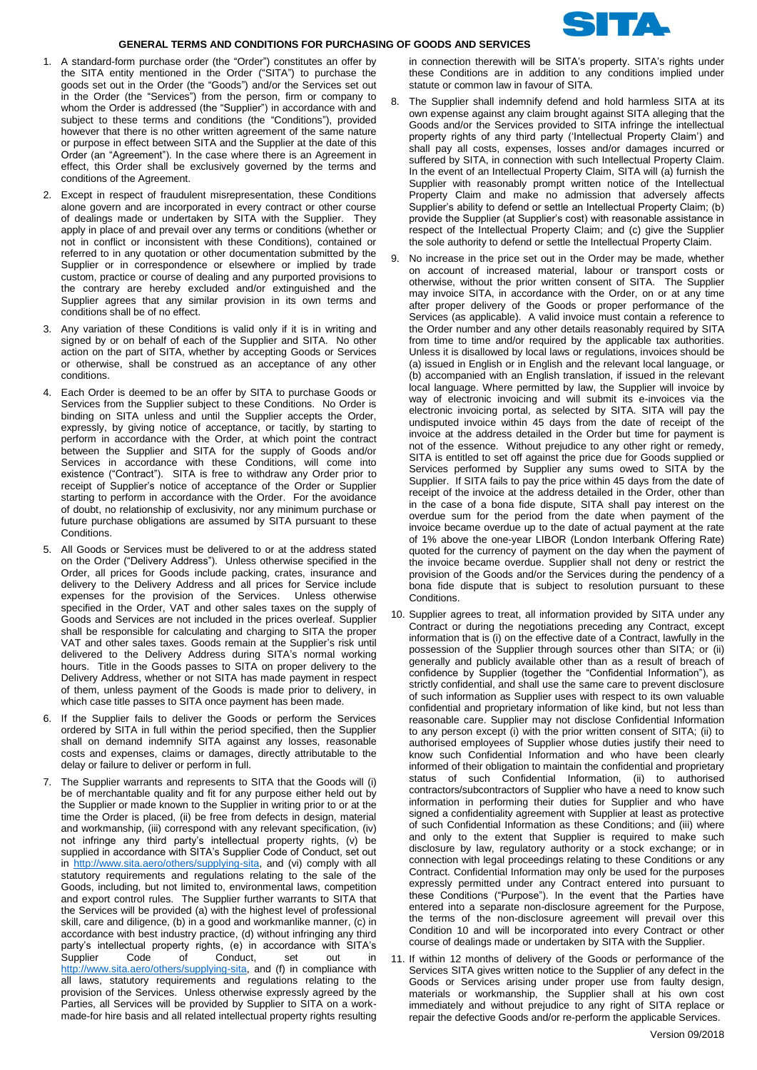# GENERAL TERMS AND CONDITIONS FOR PURCHASING OF GOODS AND SERVICES

1. A standard-form purchase order (the "Order") constitutes an offer by the SITA entity mentioned in the Order ("SITA") to purchase the goods set out in the Order (the "Goods") and/or the Services set out in the Order (the "Services") from the person, firm or company to whom the Order is addressed (the "Supplier") in accordance with and subject to these terms and conditions (the "Conditions"), provided however that there is no other written agreement of the same nature or purpose in effect between SITA and the Supplier at the date of this Order (an "Agreement"). In the case where there is an Agreement in effect, this Order shall be exclusively governed by the terms and conditions of the Agreement.

2. Except in respect of fraudulent misrepresentation, these Conditions alone govern and are incorporated in every contract or other course of dealings made or undertaken by SITA with the Supplier. They apply in place of and prevail over any terms or conditions (whether or not in conflict or inconsistent with these Conditions), contained or referred to in any quotation or other documentation submitted by the Supplier or in correspondence or elsewhere or implied by trade custom, practice or course of dealing and any purported provisions to the contrary are hereby excluded and/or extinguished and the Supplier agrees that any similar provision in its own terms and conditions shall be of no effect.

3. Any variation of these Conditions is valid only if it is in writing and signed by or on behalf of each of the Supplier and SITA. No other action on the part of SITA, whether by accepting Goods or Services or otherwise, shall be construed as an acceptance of any other conditions.

4. Each Order is deemed to be an offer by SITA to purchase Goods or Services from the Supplier subject to these Conditions. No Order is binding on SITA unless and until the Supplier accepts the Order, expressly, by giving notice of acceptance, or tacitly, by starting to perform in accordance with the Order, at which point the contract between the Supplier and SITA for the supply of Goods and/or Services in accordance with these Conditions, will come into existence ("Contract"). SITA is free to withdraw any Order prior to receipt of Supplier's notice of acceptance of the Order or Supplier starting to perform in accordance with the Order. For the avoidance of doubt, no relationship of exclusivity, nor any minimum purchase or future purchase obligations are assumed by SITA pursuant to these Conditions.

5. All Goods or Services must be delivered to or at the address stated on the Order ("Delivery Address"). Unless otherwise specified in the Order, all prices for Goods include packing, crates, insurance and delivery to the Delivery Address and all prices for Service include expenses for the provision of the Services. Unless otherwise specified in the Order, VAT and other sales taxes on the supply of Goods and Services are not included in the prices overleaf. Supplier shall be responsible for calculating and charging to SITA the proper VAT and other sales taxes. Goods remain at the Supplier's risk until delivered to the Delivery Address during SITA's normal working hours. Title in the Goods passes to SITA on proper delivery to the Delivery Address, whether or not SITA has made payment in respect of them, unless payment of the Goods is made prior to delivery, in which case title passes to SITA once payment has been made.

6. If the Supplier fails to deliver the Goods or perform the Services ordered by SITA in full within the period specified, then the Supplier shall on demand indemnify SITA against any losses, reasonable costs and expenses, claims or damages, directly attributable to the delay or failure to deliver or perform in full.

7. The Supplier warrants and represents to SITA that the Goods will (i) be of merchantable quality and fit for any purpose either held out by the Supplier or made known to the Supplier in writing prior to or at the time the Order is placed, (ii) be free from defects in design, material and workmanship, (iii) correspond with any relevant specification, (iv) not infringe any third party's intellectual property rights, (v) be supplied in accordance with SITA's Supplier Code of Conduct, set out in http://www.sita.aero/others/supplying-sita, and (vi) comply with all statutory requirements and regulations relating to the sale of the Goods, including, but not limited to, environmental laws, competition and export control rules. The Supplier further warrants to SITA that the Services will be provided (a) with the highest level of professional skill, care and diligence, (b) in a good and workmanlike manner, (c) in accordance with best industry practice, (d) without infringing any third party's intellectual property rights, (e) in accordance with SITA's Supplier Code of Conduct, set out in http://www.sita.aero/others/supplying-sita, and (f) in compliance with all laws, statutory requirements and regulations relating to the provision of the Services. Unless otherwise expressly agreed by the Parties, all Services will be provided by Supplier to SITA on a work-made-for hire basis and all related intellectual property rights resulting in connection therewith will be SITA's property. SITA's rights under these Conditions are in addition to any conditions implied under statute or common law in favour of SITA.

8. The Supplier shall indemnify defend and hold harmless SITA at its own expense against any claim brought against SITA alleging that the Goods and/or the Services provided to SITA infringe the intellectual property rights of any third party ('Intellectual Property Claim') and shall pay all costs, expenses, losses and/or damages incurred or suffered by SITA, in connection with such Intellectual Property Claim. In the event of an Intellectual Property Claim, SITA will (a) furnish the Supplier with reasonably prompt written notice of the Intellectual Property Claim and make no admission that adversely affects Supplier's ability to defend or settle an Intellectual Property Claim; (b) provide the Supplier (at Supplier's cost) with reasonable assistance in respect of the Intellectual Property Claim; and (c) give the Supplier the sole authority to defend or settle the Intellectual Property Claim.

9. No increase in the price set out in the Order may be made, whether on account of increased material, labour or transport costs or otherwise, without the prior written consent of SITA. The Supplier may invoice SITA, in accordance with the Order, on or at any time after proper delivery of the Goods or proper performance of the Services (as applicable). A valid invoice must contain a reference to the Order number and any other details reasonably required by SITA from time to time and/or required by the applicable tax authorities. Unless it is disallowed by local laws or regulations, invoices should be (a) issued in English or in English and the relevant local language, or (b) accompanied with an English translation, if issued in the relevant local language. Where permitted by law, the Supplier will invoice by way of electronic invoicing and will submit its e-invoices via the electronic invoicing portal, as selected by SITA. SITA will pay the undisputed invoice within 45 days from the date of receipt of the invoice at the address detailed in the Order but time for payment is not of the essence. Without prejudice to any other right or remedy, SITA is entitled to set off against the price due for Goods supplied or Services performed by Supplier any sums owed to SITA by the Supplier. If SITA fails to pay the price within 45 days from the date of receipt of the invoice at the address detailed in the Order, other than in the case of a bona fide dispute, SITA shall pay interest on the overdue sum for the period from the date when payment of the invoice became overdue up to the date of actual payment at the rate of 1% above the one-year LIBOR (London Interbank Offering Rate) quoted for the currency of payment on the day when the payment of the invoice became overdue. Supplier shall not deny or restrict the provision of the Goods and/or the Services during the pendency of a bona fide dispute that is subject to resolution pursuant to these Conditions.

10. Supplier agrees to treat, all information provided by SITA under any Contract or during the negotiations preceding any Contract, except information that is (i) on the effective date of a Contract, lawfully in the possession of the Supplier through sources other than SITA; or (ii) generally and publicly available other than as a result of breach of confidence by Supplier (together the "Confidential Information"), as strictly confidential, and shall use the same care to prevent disclosure of such information as Supplier uses with respect to its own valuable confidential and proprietary information of like kind, but not less than reasonable care. Supplier may not disclose Confidential Information to any person except (i) with the prior written consent of SITA; (ii) to authorised employees of Supplier whose duties justify their need to know such Confidential Information and who have been clearly informed of their obligation to maintain the confidential and proprietary status of such Confidential Information, (ii) to authorised contractors/subcontractors of Supplier who have a need to know such information in performing their duties for Supplier and who have signed a confidentiality agreement with Supplier at least as protective of such Confidential Information as these Conditions; and (iii) where and only to the extent that Supplier is required to make such disclosure by law, regulatory authority or a stock exchange; or in connection with legal proceedings relating to these Conditions or any Contract. Confidential Information may only be used for the purposes expressly permitted under any Contract entered into pursuant to these Conditions ("Purpose"). In the event that the Parties have entered into a separate non-disclosure agreement for the Purpose, the terms of the non-disclosure agreement will prevail over this Condition 10 and will be incorporated into every Contract or other course of dealings made or undertaken by SITA with the Supplier.

11. If within 12 months of delivery of the Goods or performance of the Services SITA gives written notice to the Supplier of any defect in the Goods or Services arising under proper use from faulty design, materials or workmanship, the Supplier shall at his own cost immediately and without prejudice to any right of SITA replace or repair the defective Goods and/or re-perform the applicable Services.

Version 09/2018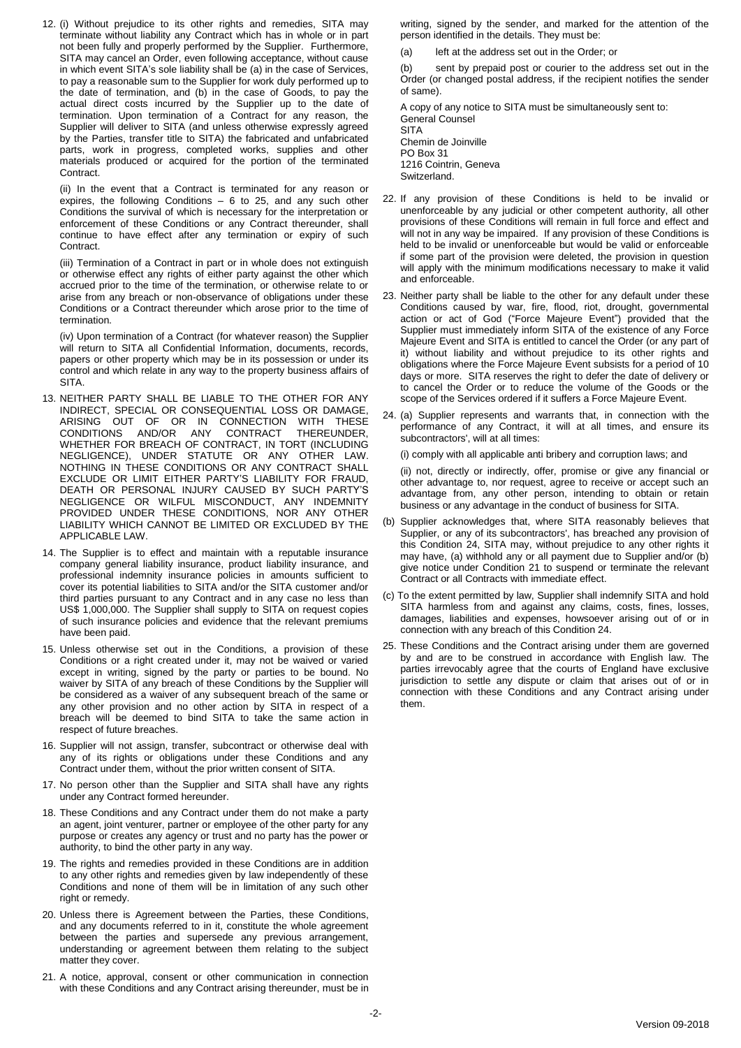12. (i) Without prejudice to its other rights and remedies, SITA may terminate without liability any Contract which has in whole or in part not been fully and properly performed by the Supplier. Furthermore, SITA may cancel an Order, even following acceptance, without cause in which event SITA's sole liability shall be (a) in the case of Services, to pay a reasonable sum to the Supplier for work duly performed up to the date of termination, and (b) in the case of Goods, to pay the actual direct costs incurred by the Supplier up to the date of termination. Upon termination of a Contract for any reason, the Supplier will deliver to SITA (and unless otherwise expressly agreed by the Parties, transfer title to SITA) the fabricated and unfabricated parts, work in progress, completed works, supplies and other materials produced or acquired for the portion of the terminated Contract.

(ii) In the event that a Contract is terminated for any reason or expires, the following Conditions – 6 to 25, and any such other Conditions the survival of which is necessary for the interpretation or enforcement of these Conditions or any Contract thereunder, shall continue to have effect after any termination or expiry of such Contract.

(iii) Termination of a Contract in part or in whole does not extinguish or otherwise effect any rights of either party against the other which accrued prior to the time of the termination, or otherwise relate to or arise from any breach or non-observance of obligations under these Conditions or a Contract thereunder which arose prior to the time of termination.

(iv) Upon termination of a Contract (for whatever reason) the Supplier will return to SITA all Confidential Information, documents, records, papers or other property which may be in its possession or under its control and which relate in any way to the property business affairs of SITA.

13. NEITHER PARTY SHALL BE LIABLE TO THE OTHER FOR ANY INDIRECT, SPECIAL OR CONSEQUENTIAL LOSS OR DAMAGE, ARISING OUT OF OR IN CONNECTION WITH THESE CONDITIONS AND/OR ANY CONTRACT THEREUNDER, WHETHER FOR BREACH OF CONTRACT, IN TORT (INCLUDING NEGLIGENCE), UNDER STATUTE OR ANY OTHER LAW. NOTHING IN THESE CONDITIONS OR ANY CONTRACT SHALL EXCLUDE OR LIMIT EITHER PARTY'S LIABILITY FOR FRAUD, DEATH OR PERSONAL INJURY CAUSED BY SUCH PARTY'S NEGLIGENCE OR WILFUL MISCONDUCT, ANY INDEMNITY PROVIDED UNDER THESE CONDITIONS, NOR ANY OTHER LIABILITY WHICH CANNOT BE LIMITED OR EXCLUDED BY THE APPLICABLE LAW.

14. The Supplier is to effect and maintain with a reputable insurance company general liability insurance, product liability insurance, and professional indemnity insurance policies in amounts sufficient to cover its potential liabilities to SITA and/or the SITA customer and/or third parties pursuant to any Contract and in any case no less than US$ 1,000,000. The Supplier shall supply to SITA on request copies of such insurance policies and evidence that the relevant premiums have been paid.

15. Unless otherwise set out in the Conditions, a provision of these Conditions or a right created under it, may not be waived or varied except in writing, signed by the party or parties to be bound. No waiver by SITA of any breach of these Conditions by the Supplier will be considered as a waiver of any subsequent breach of the same or any other provision and no other action by SITA in respect of a breach will be deemed to bind SITA to take the same action in respect of future breaches.

16. Supplier will not assign, transfer, subcontract or otherwise deal with any of its rights or obligations under these Conditions and any Contract under them, without the prior written consent of SITA.

17. No person other than the Supplier and SITA shall have any rights under any Contract formed hereunder.

18. These Conditions and any Contract under them do not make a party an agent, joint venturer, partner or employee of the other party for any purpose or creates any agency or trust and no party has the power or authority, to bind the other party in any way.

19. The rights and remedies provided in these Conditions are in addition to any other rights and remedies given by law independently of these Conditions and none of them will be in limitation of any such other right or remedy.

20. Unless there is Agreement between the Parties, these Conditions, and any documents referred to in it, constitute the whole agreement between the parties and supersede any previous arrangement, understanding or agreement between them relating to the subject matter they cover.

21. A notice, approval, consent or other communication in connection with these Conditions and any Contract arising thereunder, must be in writing, signed by the sender, and marked for the attention of the person identified in the details. They must be:

(a) left at the address set out in the Order; or

(b) sent by prepaid post or courier to the address set out in the Order (or changed postal address, if the recipient notifies the sender of same).

A copy of any notice to SITA must be simultaneously sent to:
General Counsel
SITA
Chemin de Joinville
PO Box 31
1216 Cointrin, Geneva
Switzerland.

22. If any provision of these Conditions is held to be invalid or unenforceable by any judicial or other competent authority, all other provisions of these Conditions will remain in full force and effect and will not in any way be impaired. If any provision of these Conditions is held to be invalid or unenforceable but would be valid or enforceable if some part of the provision were deleted, the provision in question will apply with the minimum modifications necessary to make it valid and enforceable.

23. Neither party shall be liable to the other for any default under these Conditions caused by war, fire, flood, riot, drought, governmental action or act of God ("Force Majeure Event") provided that the Supplier must immediately inform SITA of the existence of any Force Majeure Event and SITA is entitled to cancel the Order (or any part of it) without liability and without prejudice to its other rights and obligations where the Force Majeure Event subsists for a period of 10 days or more. SITA reserves the right to defer the date of delivery or to cancel the Order or to reduce the volume of the Goods or the scope of the Services ordered if it suffers a Force Majeure Event.

24. (a) Supplier represents and warrants that, in connection with the performance of any Contract, it will at all times, and ensure its subcontractors', will at all times:

(i) comply with all applicable anti bribery and corruption laws; and

(ii) not, directly or indirectly, offer, promise or give any financial or other advantage to, nor request, agree to receive or accept such an advantage from, any other person, intending to obtain or retain business or any advantage in the conduct of business for SITA.

(b) Supplier acknowledges that, where SITA reasonably believes that Supplier, or any of its subcontractors', has breached any provision of this Condition 24, SITA may, without prejudice to any other rights it may have, (a) withhold any or all payment due to Supplier and/or (b) give notice under Condition 21 to suspend or terminate the relevant Contract or all Contracts with immediate effect.

(c) To the extent permitted by law, Supplier shall indemnify SITA and hold SITA harmless from and against any claims, costs, fines, losses, damages, liabilities and expenses, howsoever arising out of or in connection with any breach of this Condition 24.

25. These Conditions and the Contract arising under them are governed by and are to be construed in accordance with English law. The parties irrevocably agree that the courts of England have exclusive jurisdiction to settle any dispute or claim that arises out of or in connection with these Conditions and any Contract arising under them.

Version 09-2018